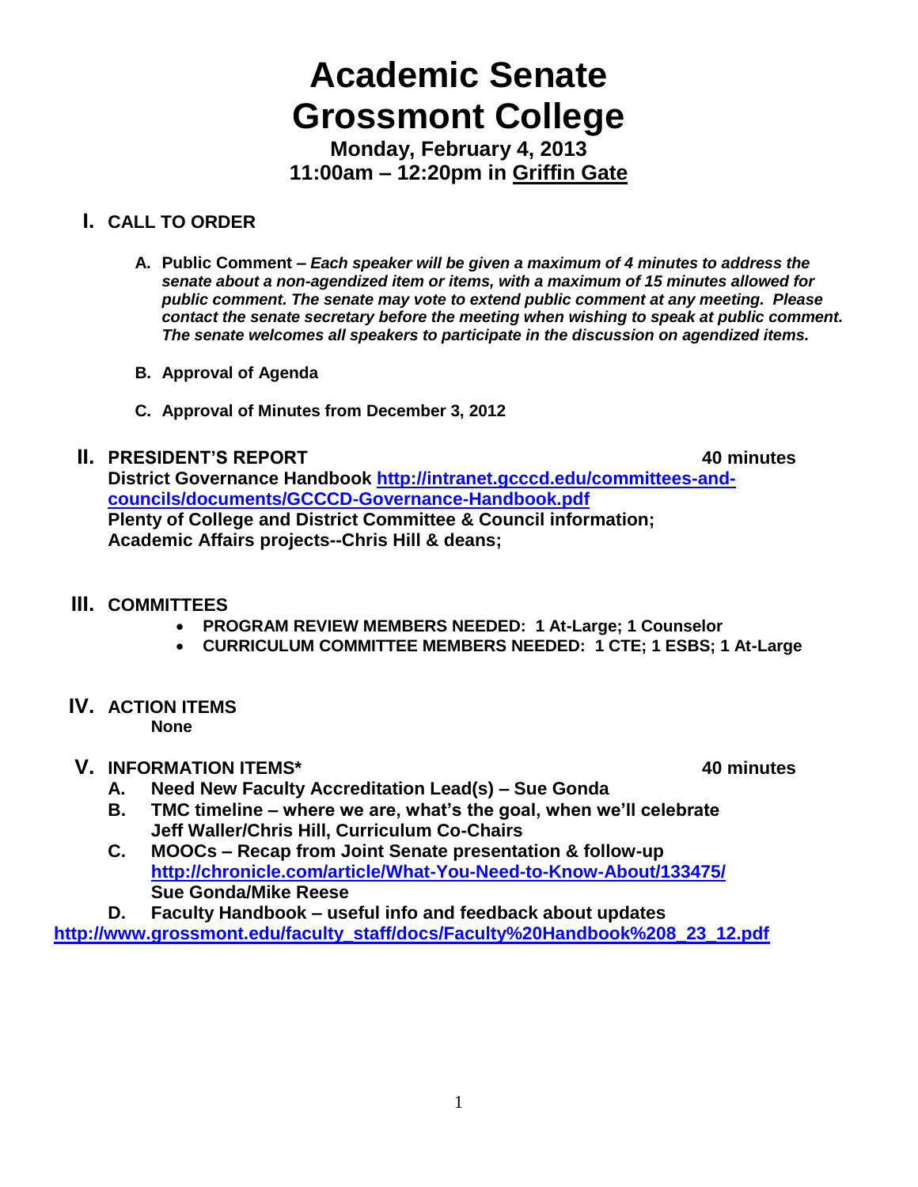# Academic Senate
# Grossmont College

**Monday, February 4, 2013**
**11:00am – 12:20pm in Griffin Gate**

## I. CALL TO ORDER

**A. Public Comment –** ***Each speaker will be given a maximum of 4 minutes to address the senate about a non-agendized item or items, with a maximum of 15 minutes allowed for public comment. The senate may vote to extend public comment at any meeting. Please contact the senate secretary before the meeting when wishing to speak at public comment. The senate welcomes all speakers to participate in the discussion on agendized items.***

**B. Approval of Agenda**

**C. Approval of Minutes from December 3, 2012**

## II. PRESIDENT'S REPORT — 40 minutes

**District Governance Handbook http://intranet.gcccd.edu/committees-and-councils/documents/GCCCD-Governance-Handbook.pdf**
**Plenty of College and District Committee & Council information;**
**Academic Affairs projects--Chris Hill & deans;**

## III. COMMITTEES

- **PROGRAM REVIEW MEMBERS NEEDED: 1 At-Large; 1 Counselor**
- **CURRICULUM COMMITTEE MEMBERS NEEDED: 1 CTE; 1 ESBS; 1 At-Large**

## IV. ACTION ITEMS

**None**

## V. INFORMATION ITEMS* — 40 minutes

**A. Need New Faculty Accreditation Lead(s) – Sue Gonda**

**B. TMC timeline – where we are, what's the goal, when we'll celebrate**
**Jeff Waller/Chris Hill, Curriculum Co-Chairs**

**C. MOOCs – Recap from Joint Senate presentation & follow-up**
**http://chronicle.com/article/What-You-Need-to-Know-About/133475/**
**Sue Gonda/Mike Reese**

**D. Faculty Handbook – useful info and feedback about updates**
**http://www.grossmont.edu/faculty_staff/docs/Faculty%20Handbook%208_23_12.pdf**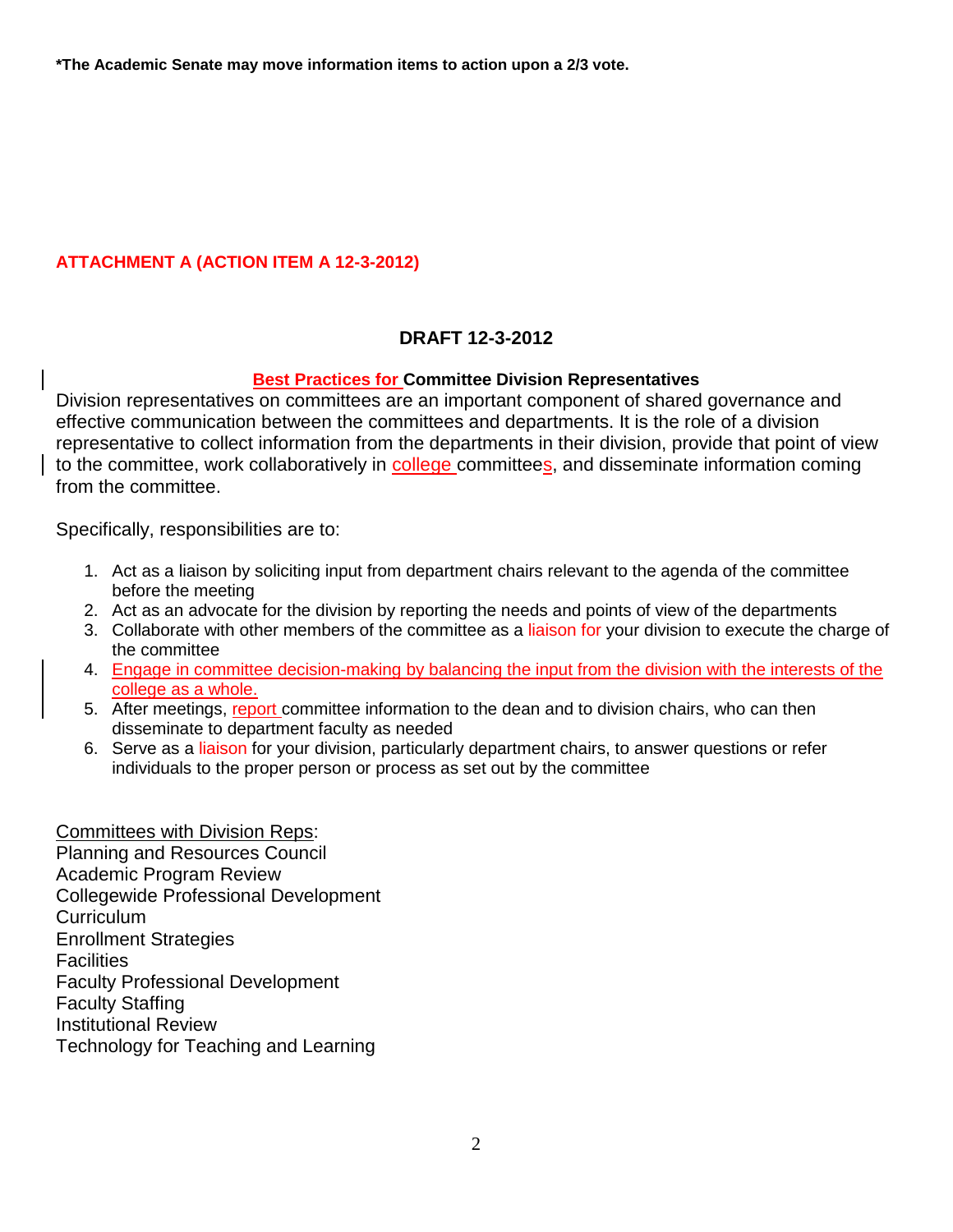**\*The Academic Senate may move information items to action upon a 2/3 vote.**

**ATTACHMENT A (ACTION ITEM A 12-3-2012)**

## DRAFT 12-3-2012

### Best Practices for Committee Division Representatives

Division representatives on committees are an important component of shared governance and effective communication between the committees and departments. It is the role of a division representative to collect information from the departments in their division, provide that point of view to the committee, work collaboratively in college committees, and disseminate information coming from the committee.

Specifically, responsibilities are to:

1. Act as a liaison by soliciting input from department chairs relevant to the agenda of the committee before the meeting
2. Act as an advocate for the division by reporting the needs and points of view of the departments
3. Collaborate with other members of the committee as a liaison for your division to execute the charge of the committee
4. Engage in committee decision-making by balancing the input from the division with the interests of the college as a whole.
5. After meetings, report committee information to the dean and to division chairs, who can then disseminate to department faculty as needed
6. Serve as a liaison for your division, particularly department chairs, to answer questions or refer individuals to the proper person or process as set out by the committee

Committees with Division Reps:
Planning and Resources Council
Academic Program Review
Collegewide Professional Development
Curriculum
Enrollment Strategies
Facilities
Faculty Professional Development
Faculty Staffing
Institutional Review
Technology for Teaching and Learning